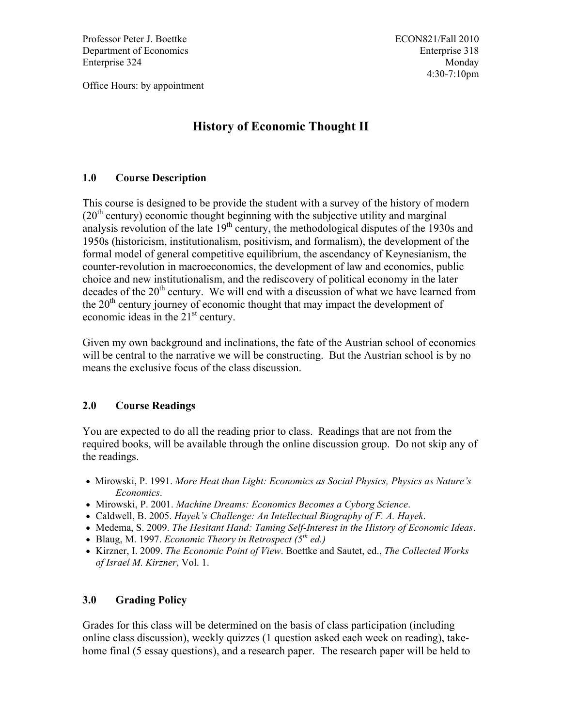Professor Peter J. Boettke
Department of Economics
Enterprise 324

Office Hours: by appointment

ECON821/Fall 2010
Enterprise 318
Monday
4:30-7:10pm

# History of Economic Thought II

## 1.0 Course Description

This course is designed to be provide the student with a survey of the history of modern (20th century) economic thought beginning with the subjective utility and marginal analysis revolution of the late 19th century, the methodological disputes of the 1930s and 1950s (historicism, institutionalism, positivism, and formalism), the development of the formal model of general competitive equilibrium, the ascendancy of Keynesianism, the counter-revolution in macroeconomics, the development of law and economics, public choice and new institutionalism, and the rediscovery of political economy in the later decades of the 20th century. We will end with a discussion of what we have learned from the 20th century journey of economic thought that may impact the development of economic ideas in the 21st century.

Given my own background and inclinations, the fate of the Austrian school of economics will be central to the narrative we will be constructing. But the Austrian school is by no means the exclusive focus of the class discussion.

## 2.0 Course Readings

You are expected to do all the reading prior to class. Readings that are not from the required books, will be available through the online discussion group. Do not skip any of the readings.

- Mirowski, P. 1991. *More Heat than Light: Economics as Social Physics, Physics as Nature's Economics*.
- Mirowski, P. 2001. *Machine Dreams: Economics Becomes a Cyborg Science*.
- Caldwell, B. 2005. *Hayek's Challenge: An Intellectual Biography of F. A. Hayek*.
- Medema, S. 2009. *The Hesitant Hand: Taming Self-Interest in the History of Economic Ideas*.
- Blaug, M. 1997. *Economic Theory in Retrospect (5th ed.)*
- Kirzner, I. 2009. *The Economic Point of View*. Boettke and Sautet, ed., *The Collected Works of Israel M. Kirzner*, Vol. 1.

## 3.0 Grading Policy

Grades for this class will be determined on the basis of class participation (including online class discussion), weekly quizzes (1 question asked each week on reading), take-home final (5 essay questions), and a research paper. The research paper will be held to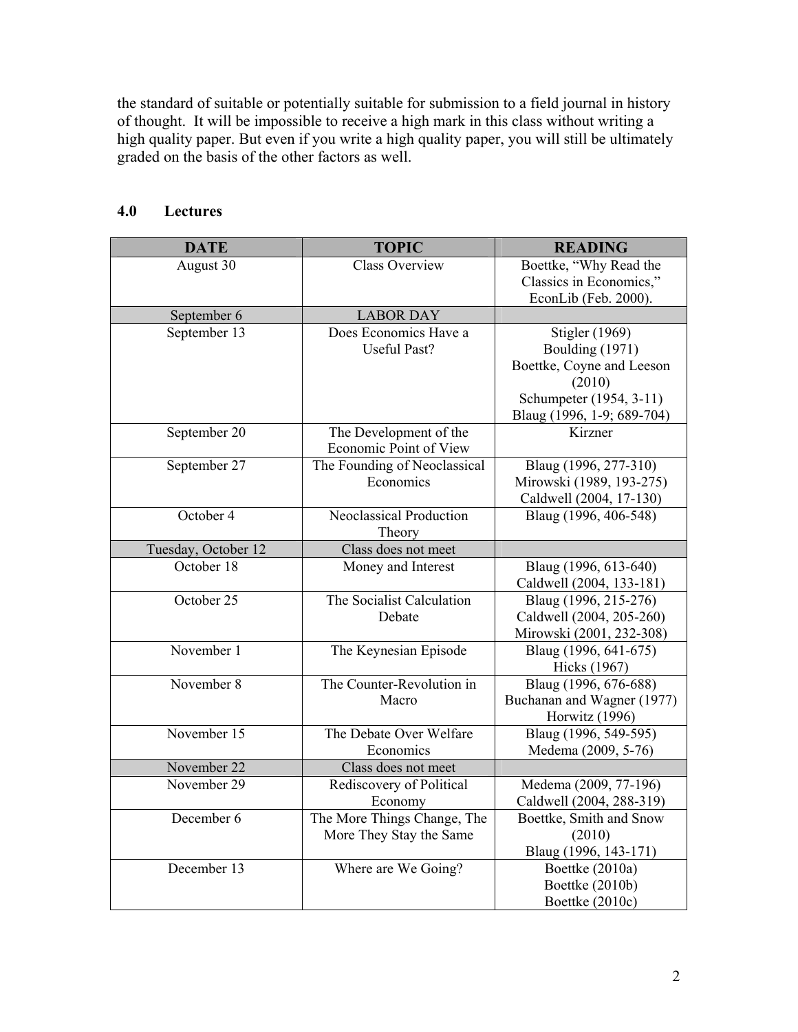the standard of suitable or potentially suitable for submission to a field journal in history of thought. It will be impossible to receive a high mark in this class without writing a high quality paper. But even if you write a high quality paper, you will still be ultimately graded on the basis of the other factors as well.

## 4.0 Lectures

| DATE | TOPIC | READING |
|---|---|---|
| August 30 | Class Overview | Boettke, "Why Read the Classics in Economics," EconLib (Feb. 2000). |
| September 6 | LABOR DAY | |
| September 13 | Does Economics Have a Useful Past? | Stigler (1969)<br>Boulding (1971)<br>Boettke, Coyne and Leeson (2010)<br>Schumpeter (1954, 3-11)<br>Blaug (1996, 1-9; 689-704) |
| September 20 | The Development of the Economic Point of View | Kirzner |
| September 27 | The Founding of Neoclassical Economics | Blaug (1996, 277-310)<br>Mirowski (1989, 193-275)<br>Caldwell (2004, 17-130) |
| October 4 | Neoclassical Production Theory | Blaug (1996, 406-548) |
| Tuesday, October 12 | Class does not meet | |
| October 18 | Money and Interest | Blaug (1996, 613-640)<br>Caldwell (2004, 133-181) |
| October 25 | The Socialist Calculation Debate | Blaug (1996, 215-276)<br>Caldwell (2004, 205-260)<br>Mirowski (2001, 232-308) |
| November 1 | The Keynesian Episode | Blaug (1996, 641-675)<br>Hicks (1967) |
| November 8 | The Counter-Revolution in Macro | Blaug (1996, 676-688)<br>Buchanan and Wagner (1977)<br>Horwitz (1996) |
| November 15 | The Debate Over Welfare Economics | Blaug (1996, 549-595)<br>Medema (2009, 5-76) |
| November 22 | Class does not meet | |
| November 29 | Rediscovery of Political Economy | Medema (2009, 77-196)<br>Caldwell (2004, 288-319) |
| December 6 | The More Things Change, The More They Stay the Same | Boettke, Smith and Snow (2010)<br>Blaug (1996, 143-171) |
| December 13 | Where are We Going? | Boettke (2010a)<br>Boettke (2010b)<br>Boettke (2010c) |